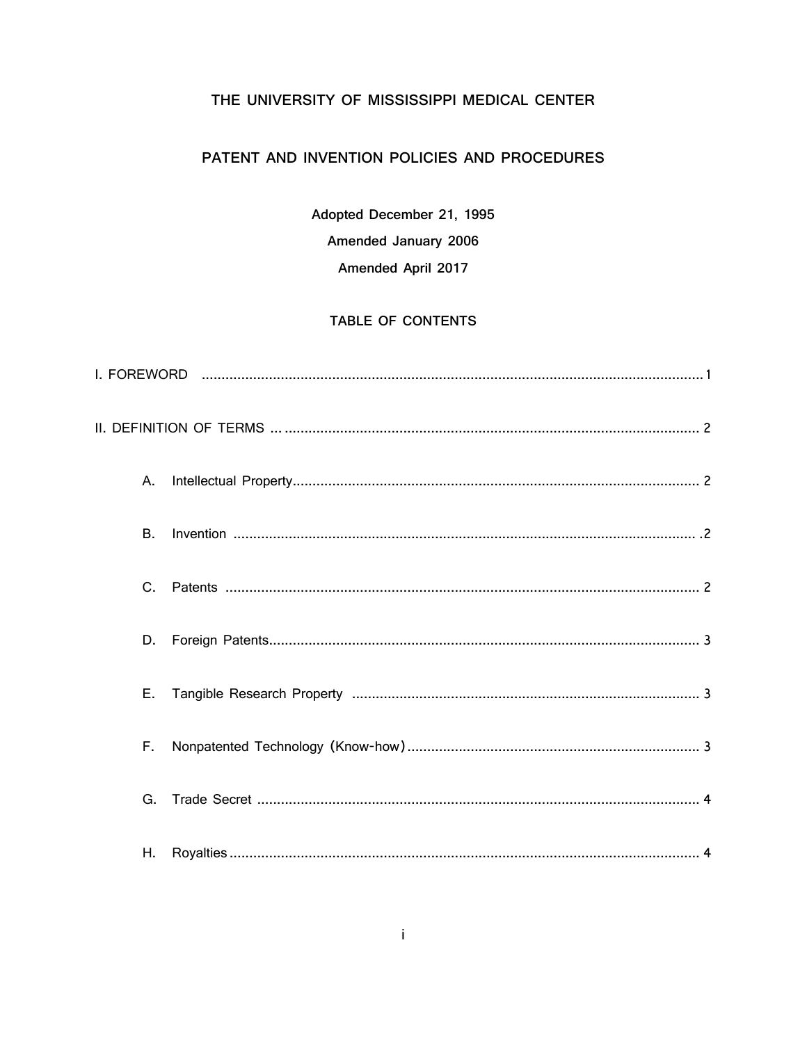# THE UNIVERSITY OF MISSISSIPPI MEDICAL CENTER

## PATENT AND INVENTION POLICIES AND PROCEDURES

**Adopted December 21, 1995**

**Amended January 2006**

**Amended April 2017**

### TABLE OF CONTENTS

I. FOREWORD ............................................................................................................................ 1

II. DEFINITION OF TERMS ... ................................................................................................... 2

- A. Intellectual Property ........................................................................................................ 2
- B. Invention ........................................................................................................................ .2
- C. Patents ............................................................................................................................ 2
- D. Foreign Patents ................................................................................................................ 3
- E. Tangible Research Property .......................................................................................... 3
- F. Nonpatented Technology (Know-how) .......................................................................... 3
- G. Trade Secret ................................................................................................................... 4
- H. Royalties ......................................................................................................................... 4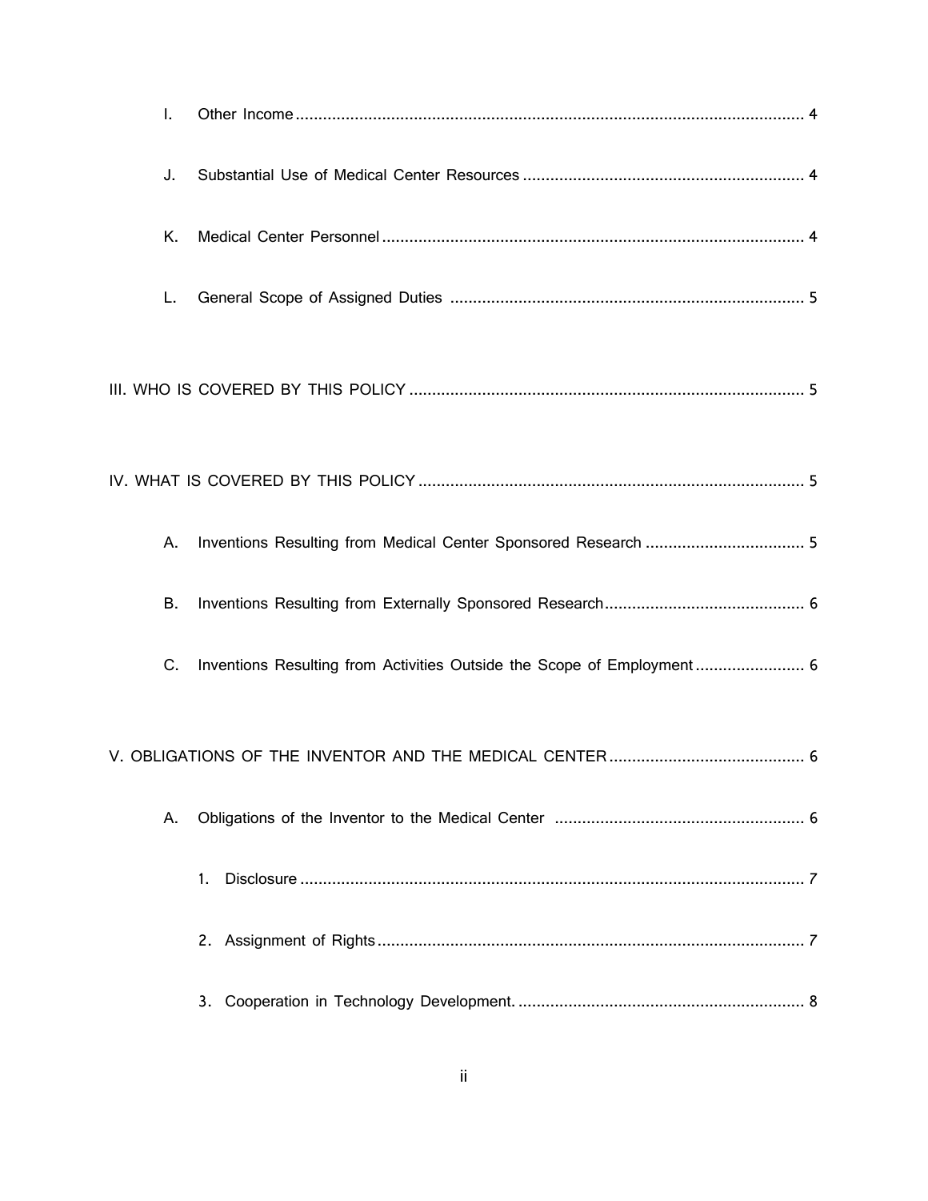I. Other Income ............................................................................................................. 4

J. Substantial Use of Medical Center Resources ............................................................. 4

K. Medical Center Personnel ........................................................................................... 4

L. General Scope of Assigned Duties .............................................................................. 5

III. WHO IS COVERED BY THIS POLICY ....................................................................................... 5

IV. WHAT IS COVERED BY THIS POLICY ..................................................................................... 5

A. Inventions Resulting from Medical Center Sponsored Research ................................... 5

B. Inventions Resulting from Externally Sponsored Research ............................................ 6

C. Inventions Resulting from Activities Outside the Scope of Employment ........................ 6

V. OBLIGATIONS OF THE INVENTOR AND THE MEDICAL CENTER ........................................... 6

A. Obligations of the Inventor to the Medical Center ...................................................... 6

1. Disclosure ............................................................................................................. 7

2. Assignment of Rights ............................................................................................. 7

3. Cooperation in Technology Development. .............................................................. 8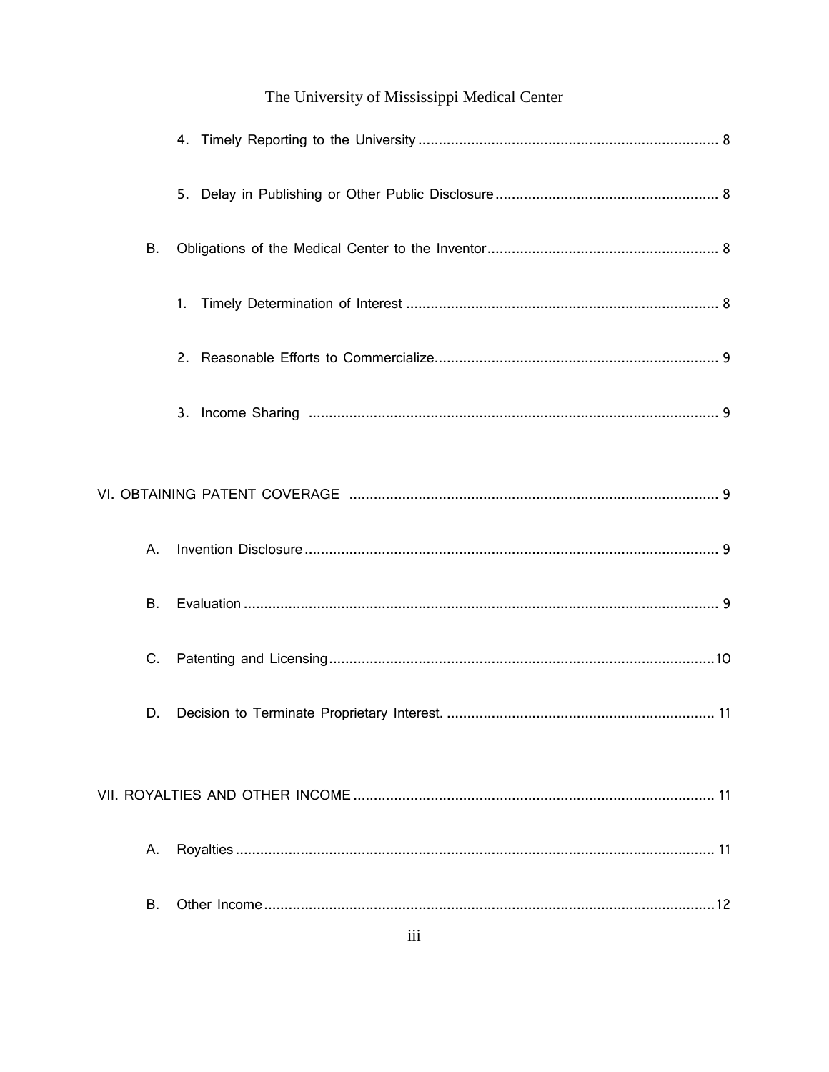4. Timely Reporting to the University ........................................................................ 8

5. Delay in Publishing or Other Public Disclosure ..................................................... 8

B. Obligations of the Medical Center to the Inventor ........................................................ 8

1. Timely Determination of Interest ........................................................................... 8

2. Reasonable Efforts to Commercialize..................................................................... 9

3. Income Sharing ....................................................................................................... 9

VI. OBTAINING PATENT COVERAGE .......................................................................................... 9

A. Invention Disclosure ...................................................................................................... 9

B. Evaluation ...................................................................................................................... 9

C. Patenting and Licensing ............................................................................................... 10

D. Decision to Terminate Proprietary Interest. .................................................................. 11

VII. ROYALTIES AND OTHER INCOME ........................................................................................ 11

A. Royalties ...................................................................................................................... 11

B. Other Income ............................................................................................................... 12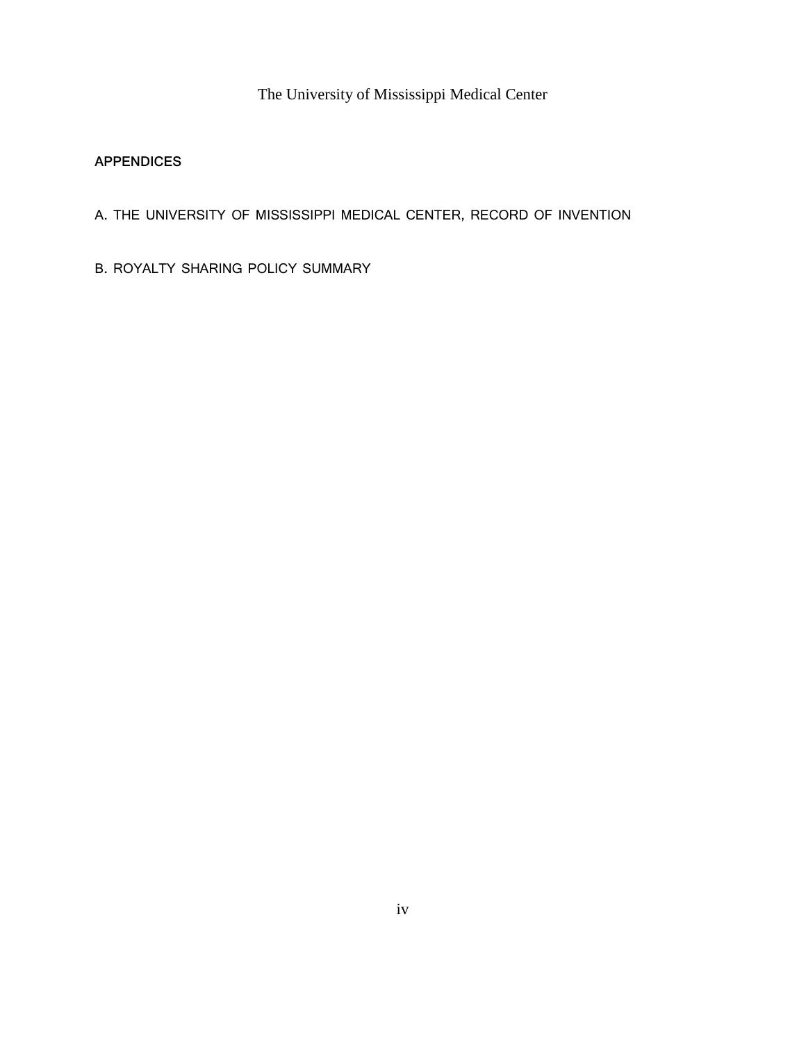The University of Mississippi Medical Center

## APPENDICES

A. THE UNIVERSITY OF MISSISSIPPI MEDICAL CENTER, RECORD OF INVENTION

B. ROYALTY SHARING POLICY SUMMARY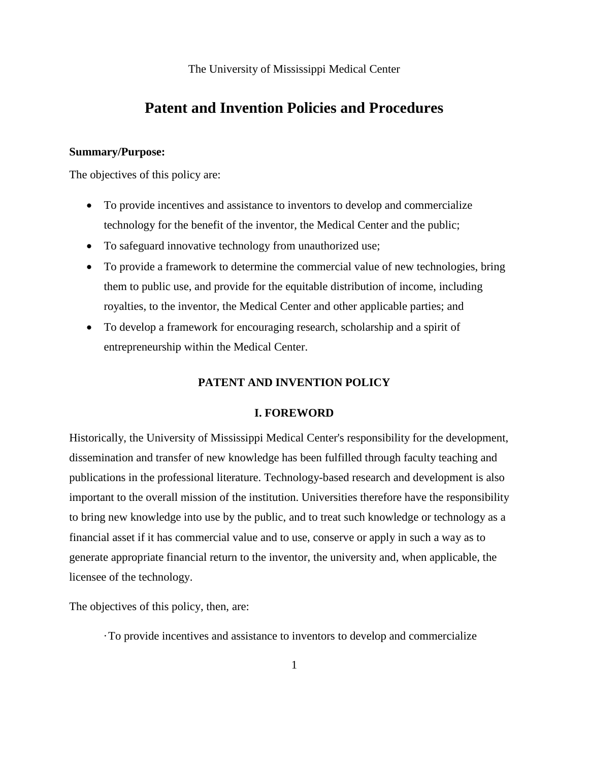The University of Mississippi Medical Center

# Patent and Invention Policies and Procedures

**Summary/Purpose:**

The objectives of this policy are:

- To provide incentives and assistance to inventors to develop and commercialize technology for the benefit of the inventor, the Medical Center and the public;
- To safeguard innovative technology from unauthorized use;
- To provide a framework to determine the commercial value of new technologies, bring them to public use, and provide for the equitable distribution of income, including royalties, to the inventor, the Medical Center and other applicable parties; and
- To develop a framework for encouraging research, scholarship and a spirit of entrepreneurship within the Medical Center.

## PATENT AND INVENTION POLICY

### I. FOREWORD

Historically, the University of Mississippi Medical Center's responsibility for the development, dissemination and transfer of new knowledge has been fulfilled through faculty teaching and publications in the professional literature. Technology-based research and development is also important to the overall mission of the institution. Universities therefore have the responsibility to bring new knowledge into use by the public, and to treat such knowledge or technology as a financial asset if it has commercial value and to use, conserve or apply in such a way as to generate appropriate financial return to the inventor, the university and, when applicable, the licensee of the technology.

The objectives of this policy, then, are:

· To provide incentives and assistance to inventors to develop and commercialize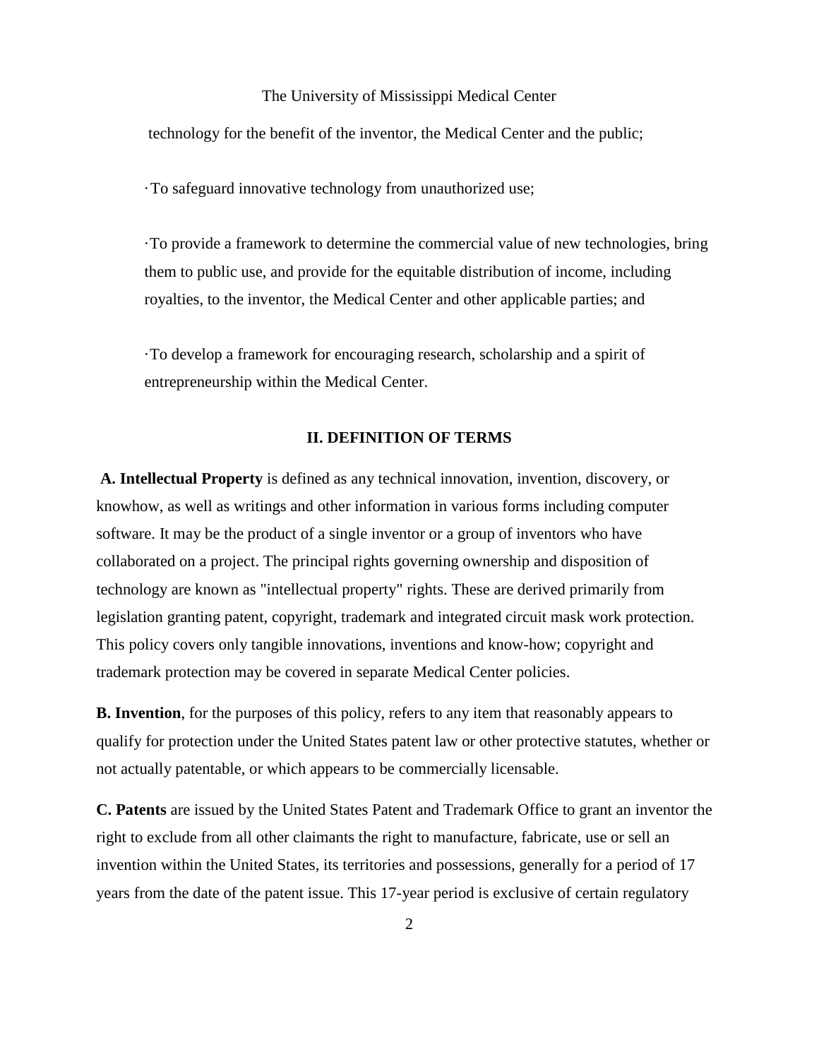technology for the benefit of the inventor, the Medical Center and the public;

- To safeguard innovative technology from unauthorized use;

- To provide a framework to determine the commercial value of new technologies, bring them to public use, and provide for the equitable distribution of income, including royalties, to the inventor, the Medical Center and other applicable parties; and

- To develop a framework for encouraging research, scholarship and a spirit of entrepreneurship within the Medical Center.

## II. DEFINITION OF TERMS

**A. Intellectual Property** is defined as any technical innovation, invention, discovery, or knowhow, as well as writings and other information in various forms including computer software. It may be the product of a single inventor or a group of inventors who have collaborated on a project. The principal rights governing ownership and disposition of technology are known as "intellectual property" rights. These are derived primarily from legislation granting patent, copyright, trademark and integrated circuit mask work protection. This policy covers only tangible innovations, inventions and know-how; copyright and trademark protection may be covered in separate Medical Center policies.

**B. Invention**, for the purposes of this policy, refers to any item that reasonably appears to qualify for protection under the United States patent law or other protective statutes, whether or not actually patentable, or which appears to be commercially licensable.

**C. Patents** are issued by the United States Patent and Trademark Office to grant an inventor the right to exclude from all other claimants the right to manufacture, fabricate, use or sell an invention within the United States, its territories and possessions, generally for a period of 17 years from the date of the patent issue. This 17-year period is exclusive of certain regulatory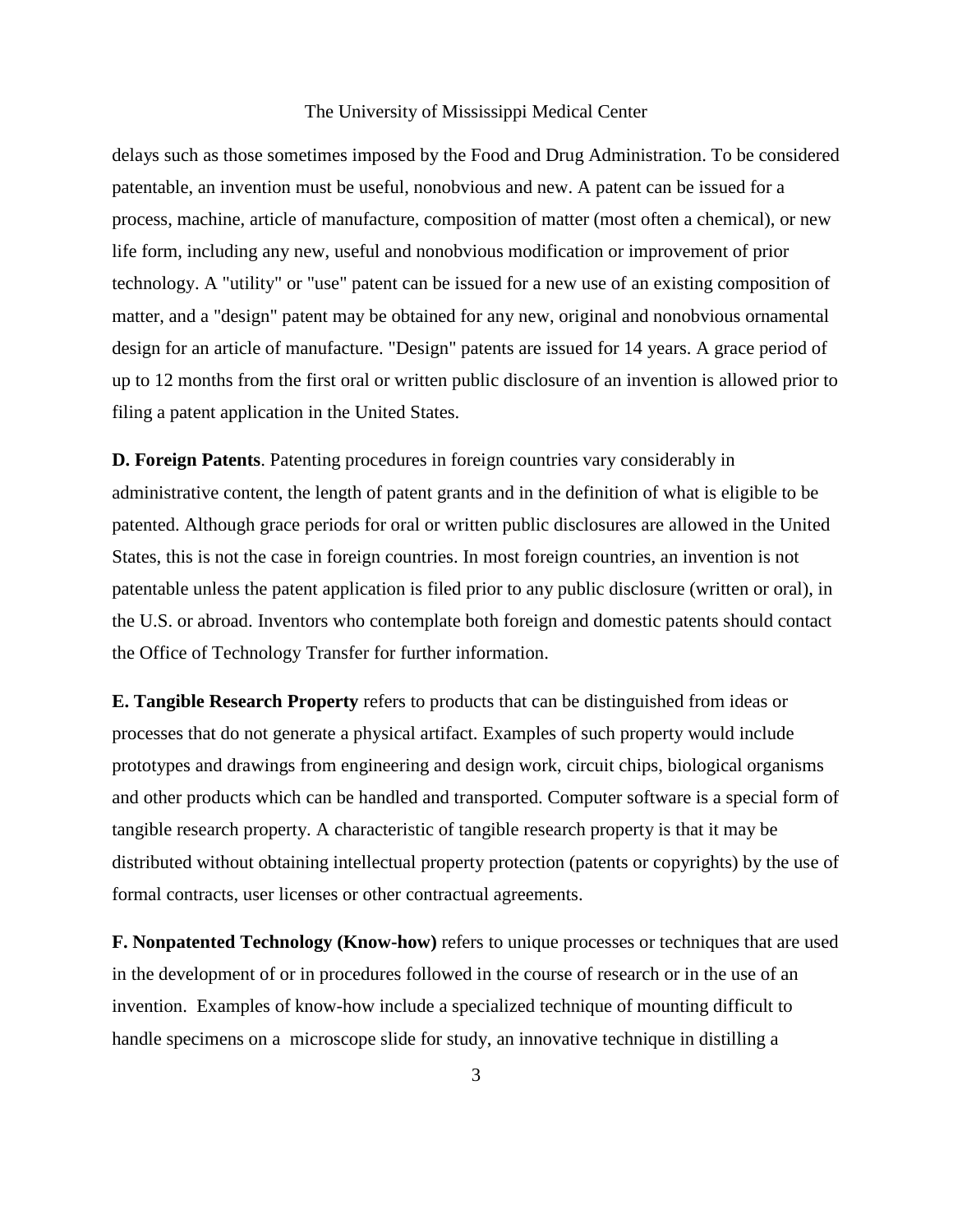delays such as those sometimes imposed by the Food and Drug Administration. To be considered patentable, an invention must be useful, nonobvious and new. A patent can be issued for a process, machine, article of manufacture, composition of matter (most often a chemical), or new life form, including any new, useful and nonobvious modification or improvement of prior technology. A "utility" or "use" patent can be issued for a new use of an existing composition of matter, and a "design" patent may be obtained for any new, original and nonobvious ornamental design for an article of manufacture. "Design" patents are issued for 14 years. A grace period of up to 12 months from the first oral or written public disclosure of an invention is allowed prior to filing a patent application in the United States.

**D. Foreign Patents**. Patenting procedures in foreign countries vary considerably in administrative content, the length of patent grants and in the definition of what is eligible to be patented. Although grace periods for oral or written public disclosures are allowed in the United States, this is not the case in foreign countries. In most foreign countries, an invention is not patentable unless the patent application is filed prior to any public disclosure (written or oral), in the U.S. or abroad. Inventors who contemplate both foreign and domestic patents should contact the Office of Technology Transfer for further information.

**E. Tangible Research Property** refers to products that can be distinguished from ideas or processes that do not generate a physical artifact. Examples of such property would include prototypes and drawings from engineering and design work, circuit chips, biological organisms and other products which can be handled and transported. Computer software is a special form of tangible research property. A characteristic of tangible research property is that it may be distributed without obtaining intellectual property protection (patents or copyrights) by the use of formal contracts, user licenses or other contractual agreements.

**F. Nonpatented Technology (Know-how)** refers to unique processes or techniques that are used in the development of or in procedures followed in the course of research or in the use of an invention. Examples of know-how include a specialized technique of mounting difficult to handle specimens on a microscope slide for study, an innovative technique in distilling a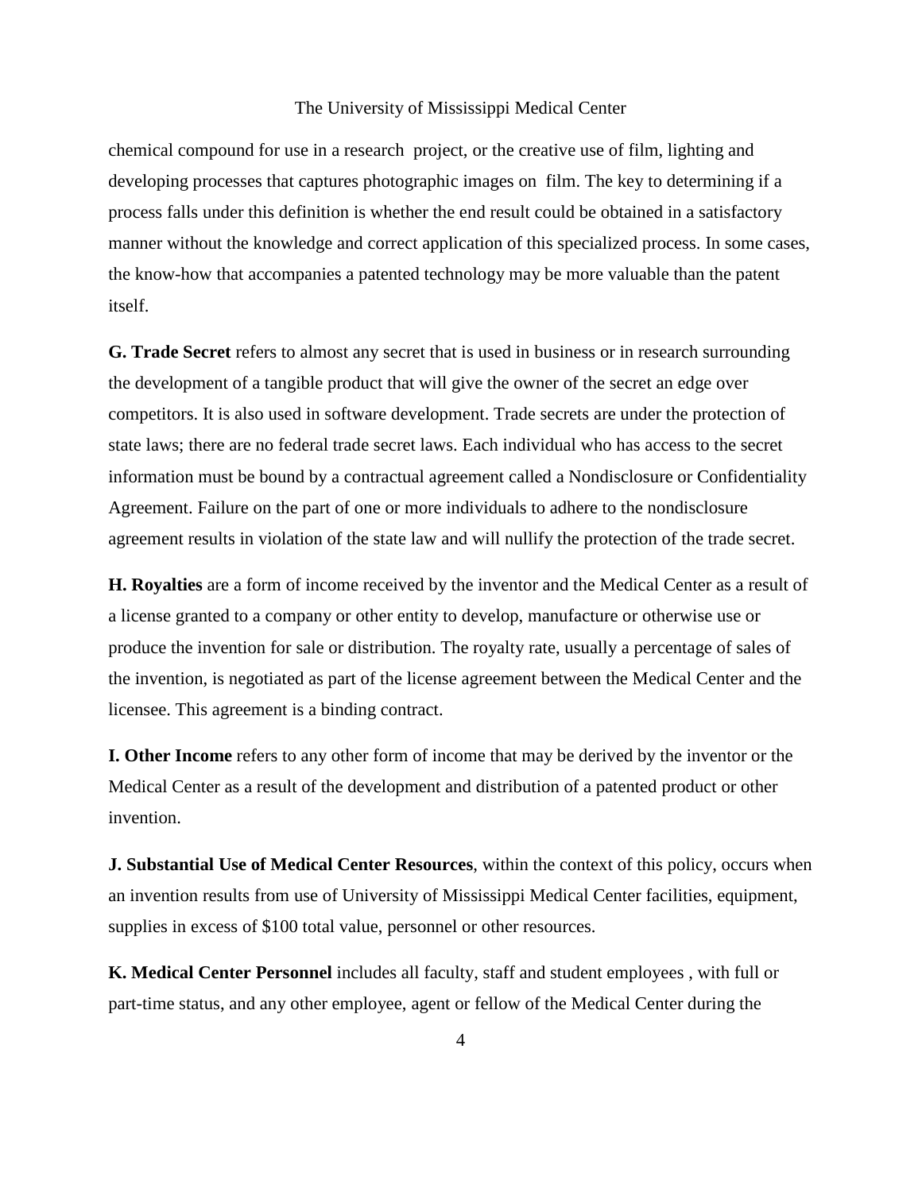chemical compound for use in a research project, or the creative use of film, lighting and developing processes that captures photographic images on film. The key to determining if a process falls under this definition is whether the end result could be obtained in a satisfactory manner without the knowledge and correct application of this specialized process. In some cases, the know-how that accompanies a patented technology may be more valuable than the patent itself.

**G. Trade Secret** refers to almost any secret that is used in business or in research surrounding the development of a tangible product that will give the owner of the secret an edge over competitors. It is also used in software development. Trade secrets are under the protection of state laws; there are no federal trade secret laws. Each individual who has access to the secret information must be bound by a contractual agreement called a Nondisclosure or Confidentiality Agreement. Failure on the part of one or more individuals to adhere to the nondisclosure agreement results in violation of the state law and will nullify the protection of the trade secret.

**H. Royalties** are a form of income received by the inventor and the Medical Center as a result of a license granted to a company or other entity to develop, manufacture or otherwise use or produce the invention for sale or distribution. The royalty rate, usually a percentage of sales of the invention, is negotiated as part of the license agreement between the Medical Center and the licensee. This agreement is a binding contract.

**I. Other Income** refers to any other form of income that may be derived by the inventor or the Medical Center as a result of the development and distribution of a patented product or other invention.

**J. Substantial Use of Medical Center Resources**, within the context of this policy, occurs when an invention results from use of University of Mississippi Medical Center facilities, equipment, supplies in excess of $100 total value, personnel or other resources.

**K. Medical Center Personnel** includes all faculty, staff and student employees , with full or part-time status, and any other employee, agent or fellow of the Medical Center during the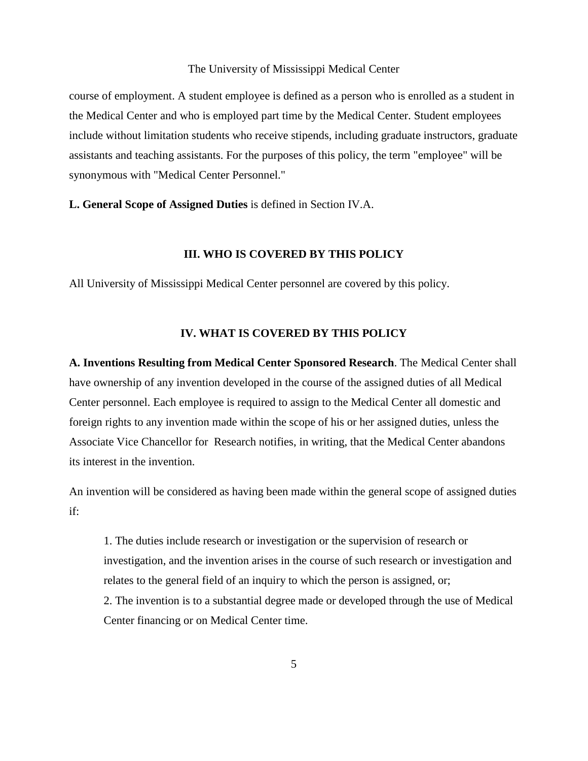course of employment. A student employee is defined as a person who is enrolled as a student in the Medical Center and who is employed part time by the Medical Center. Student employees include without limitation students who receive stipends, including graduate instructors, graduate assistants and teaching assistants. For the purposes of this policy, the term "employee" will be synonymous with "Medical Center Personnel."

**L. General Scope of Assigned Duties** is defined in Section IV.A.

## III. WHO IS COVERED BY THIS POLICY

All University of Mississippi Medical Center personnel are covered by this policy.

## IV. WHAT IS COVERED BY THIS POLICY

**A. Inventions Resulting from Medical Center Sponsored Research**. The Medical Center shall have ownership of any invention developed in the course of the assigned duties of all Medical Center personnel. Each employee is required to assign to the Medical Center all domestic and foreign rights to any invention made within the scope of his or her assigned duties, unless the Associate Vice Chancellor for Research notifies, in writing, that the Medical Center abandons its interest in the invention.

An invention will be considered as having been made within the general scope of assigned duties if:

> 1. The duties include research or investigation or the supervision of research or investigation, and the invention arises in the course of such research or investigation and relates to the general field of an inquiry to which the person is assigned, or;
> 2. The invention is to a substantial degree made or developed through the use of Medical Center financing or on Medical Center time.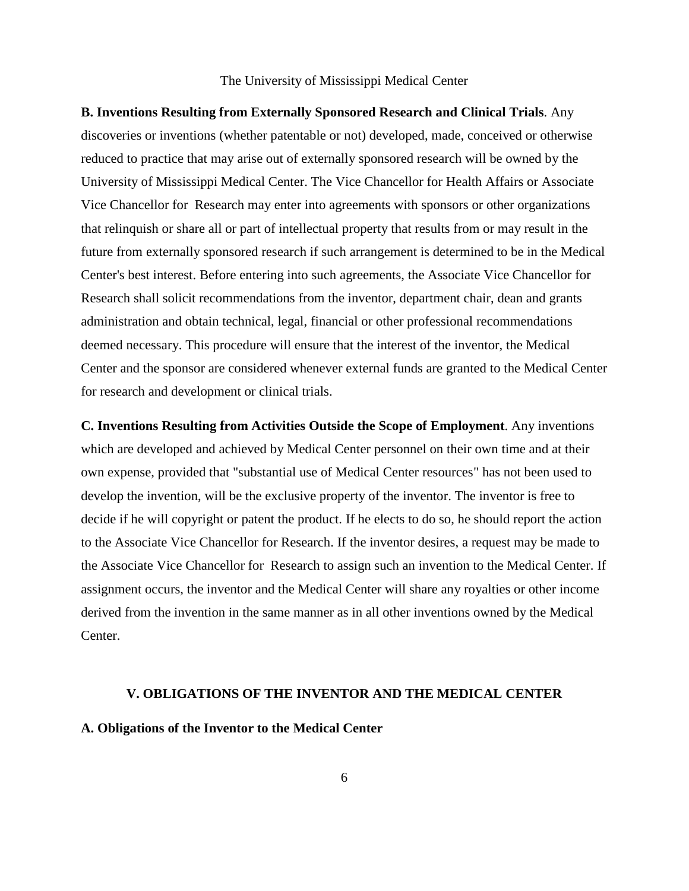**B. Inventions Resulting from Externally Sponsored Research and Clinical Trials**. Any discoveries or inventions (whether patentable or not) developed, made, conceived or otherwise reduced to practice that may arise out of externally sponsored research will be owned by the University of Mississippi Medical Center. The Vice Chancellor for Health Affairs or Associate Vice Chancellor for Research may enter into agreements with sponsors or other organizations that relinquish or share all or part of intellectual property that results from or may result in the future from externally sponsored research if such arrangement is determined to be in the Medical Center's best interest. Before entering into such agreements, the Associate Vice Chancellor for Research shall solicit recommendations from the inventor, department chair, dean and grants administration and obtain technical, legal, financial or other professional recommendations deemed necessary. This procedure will ensure that the interest of the inventor, the Medical Center and the sponsor are considered whenever external funds are granted to the Medical Center for research and development or clinical trials.

**C. Inventions Resulting from Activities Outside the Scope of Employment**. Any inventions which are developed and achieved by Medical Center personnel on their own time and at their own expense, provided that "substantial use of Medical Center resources" has not been used to develop the invention, will be the exclusive property of the inventor. The inventor is free to decide if he will copyright or patent the product. If he elects to do so, he should report the action to the Associate Vice Chancellor for Research. If the inventor desires, a request may be made to the Associate Vice Chancellor for Research to assign such an invention to the Medical Center. If assignment occurs, the inventor and the Medical Center will share any royalties or other income derived from the invention in the same manner as in all other inventions owned by the Medical Center.

## V. OBLIGATIONS OF THE INVENTOR AND THE MEDICAL CENTER

### A. Obligations of the Inventor to the Medical Center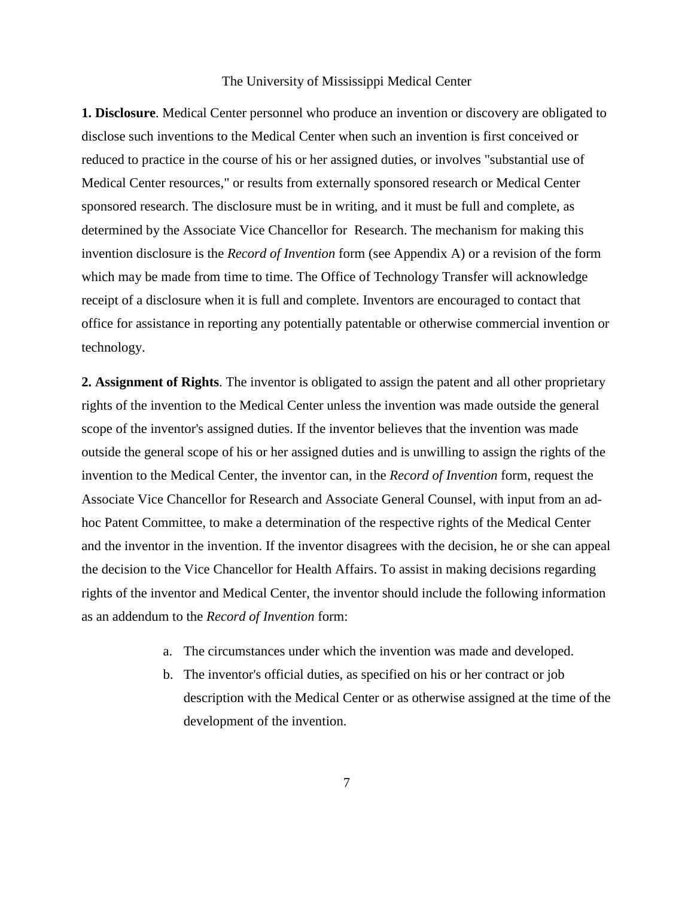The University of Mississippi Medical Center

**1. Disclosure**. Medical Center personnel who produce an invention or discovery are obligated to disclose such inventions to the Medical Center when such an invention is first conceived or reduced to practice in the course of his or her assigned duties, or involves "substantial use of Medical Center resources," or results from externally sponsored research or Medical Center sponsored research. The disclosure must be in writing, and it must be full and complete, as determined by the Associate Vice Chancellor for Research. The mechanism for making this invention disclosure is the *Record of Invention* form (see Appendix A) or a revision of the form which may be made from time to time. The Office of Technology Transfer will acknowledge receipt of a disclosure when it is full and complete. Inventors are encouraged to contact that office for assistance in reporting any potentially patentable or otherwise commercial invention or technology.

**2. Assignment of Rights**. The inventor is obligated to assign the patent and all other proprietary rights of the invention to the Medical Center unless the invention was made outside the general scope of the inventor's assigned duties. If the inventor believes that the invention was made outside the general scope of his or her assigned duties and is unwilling to assign the rights of the invention to the Medical Center, the inventor can, in the *Record of Invention* form, request the Associate Vice Chancellor for Research and Associate General Counsel, with input from an ad-hoc Patent Committee, to make a determination of the respective rights of the Medical Center and the inventor in the invention. If the inventor disagrees with the decision, he or she can appeal the decision to the Vice Chancellor for Health Affairs. To assist in making decisions regarding rights of the inventor and Medical Center, the inventor should include the following information as an addendum to the *Record of Invention* form:

a. The circumstances under which the invention was made and developed.
b. The inventor's official duties, as specified on his or her contract or job description with the Medical Center or as otherwise assigned at the time of the development of the invention.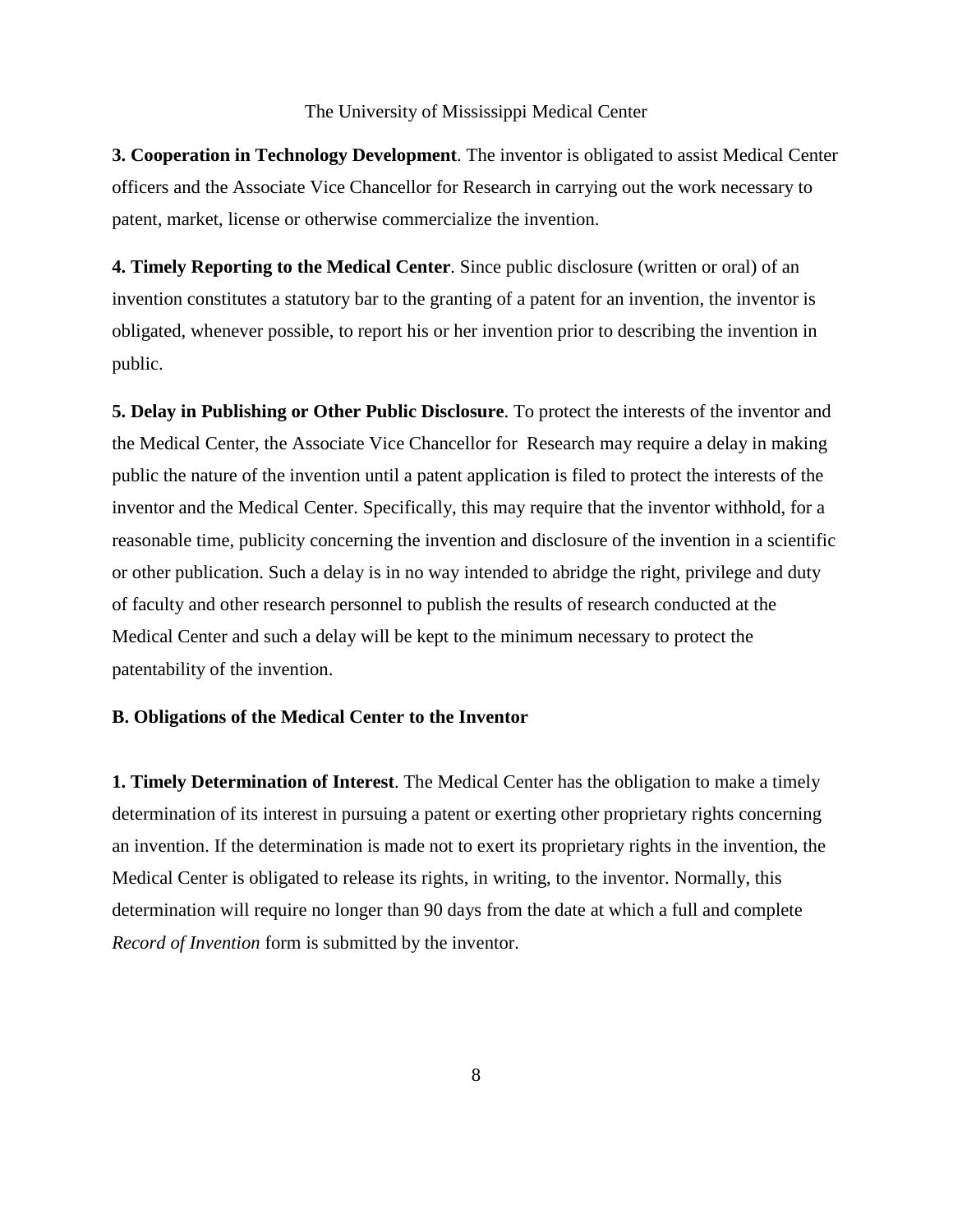**3. Cooperation in Technology Development**. The inventor is obligated to assist Medical Center officers and the Associate Vice Chancellor for Research in carrying out the work necessary to patent, market, license or otherwise commercialize the invention.

**4. Timely Reporting to the Medical Center**. Since public disclosure (written or oral) of an invention constitutes a statutory bar to the granting of a patent for an invention, the inventor is obligated, whenever possible, to report his or her invention prior to describing the invention in public.

**5. Delay in Publishing or Other Public Disclosure**. To protect the interests of the inventor and the Medical Center, the Associate Vice Chancellor for Research may require a delay in making public the nature of the invention until a patent application is filed to protect the interests of the inventor and the Medical Center. Specifically, this may require that the inventor withhold, for a reasonable time, publicity concerning the invention and disclosure of the invention in a scientific or other publication. Such a delay is in no way intended to abridge the right, privilege and duty of faculty and other research personnel to publish the results of research conducted at the Medical Center and such a delay will be kept to the minimum necessary to protect the patentability of the invention.

**B. Obligations of the Medical Center to the Inventor**

**1. Timely Determination of Interest**. The Medical Center has the obligation to make a timely determination of its interest in pursuing a patent or exerting other proprietary rights concerning an invention. If the determination is made not to exert its proprietary rights in the invention, the Medical Center is obligated to release its rights, in writing, to the inventor. Normally, this determination will require no longer than 90 days from the date at which a full and complete *Record of Invention* form is submitted by the inventor.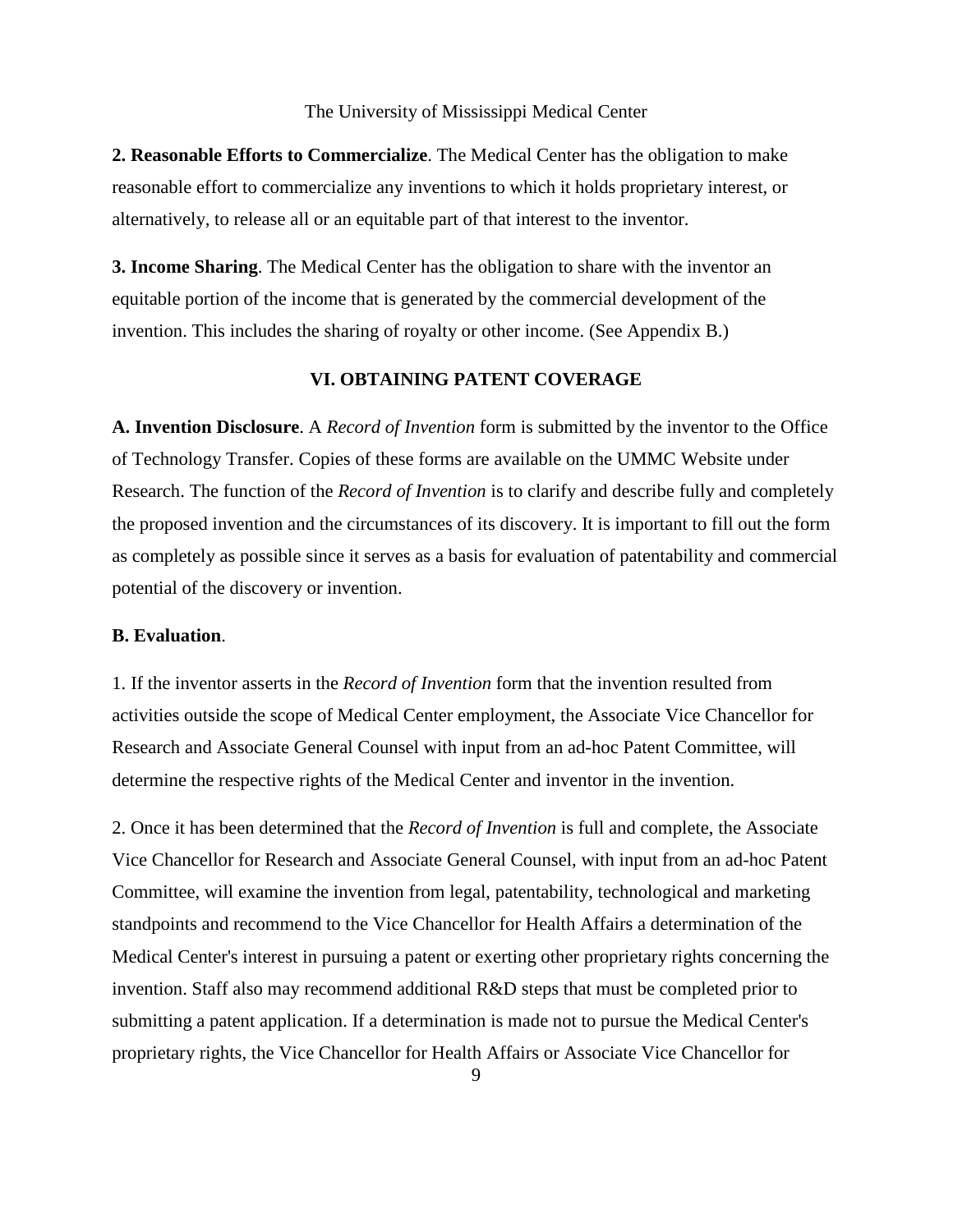**2. Reasonable Efforts to Commercialize**. The Medical Center has the obligation to make reasonable effort to commercialize any inventions to which it holds proprietary interest, or alternatively, to release all or an equitable part of that interest to the inventor.

**3. Income Sharing**. The Medical Center has the obligation to share with the inventor an equitable portion of the income that is generated by the commercial development of the invention. This includes the sharing of royalty or other income. (See Appendix B.)

## VI. OBTAINING PATENT COVERAGE

**A. Invention Disclosure**. A *Record of Invention* form is submitted by the inventor to the Office of Technology Transfer. Copies of these forms are available on the UMMC Website under Research. The function of the *Record of Invention* is to clarify and describe fully and completely the proposed invention and the circumstances of its discovery. It is important to fill out the form as completely as possible since it serves as a basis for evaluation of patentability and commercial potential of the discovery or invention.

**B. Evaluation**.

1. If the inventor asserts in the *Record of Invention* form that the invention resulted from activities outside the scope of Medical Center employment, the Associate Vice Chancellor for Research and Associate General Counsel with input from an ad-hoc Patent Committee, will determine the respective rights of the Medical Center and inventor in the invention.

2. Once it has been determined that the *Record of Invention* is full and complete, the Associate Vice Chancellor for Research and Associate General Counsel, with input from an ad-hoc Patent Committee, will examine the invention from legal, patentability, technological and marketing standpoints and recommend to the Vice Chancellor for Health Affairs a determination of the Medical Center's interest in pursuing a patent or exerting other proprietary rights concerning the invention. Staff also may recommend additional R&D steps that must be completed prior to submitting a patent application. If a determination is made not to pursue the Medical Center's proprietary rights, the Vice Chancellor for Health Affairs or Associate Vice Chancellor for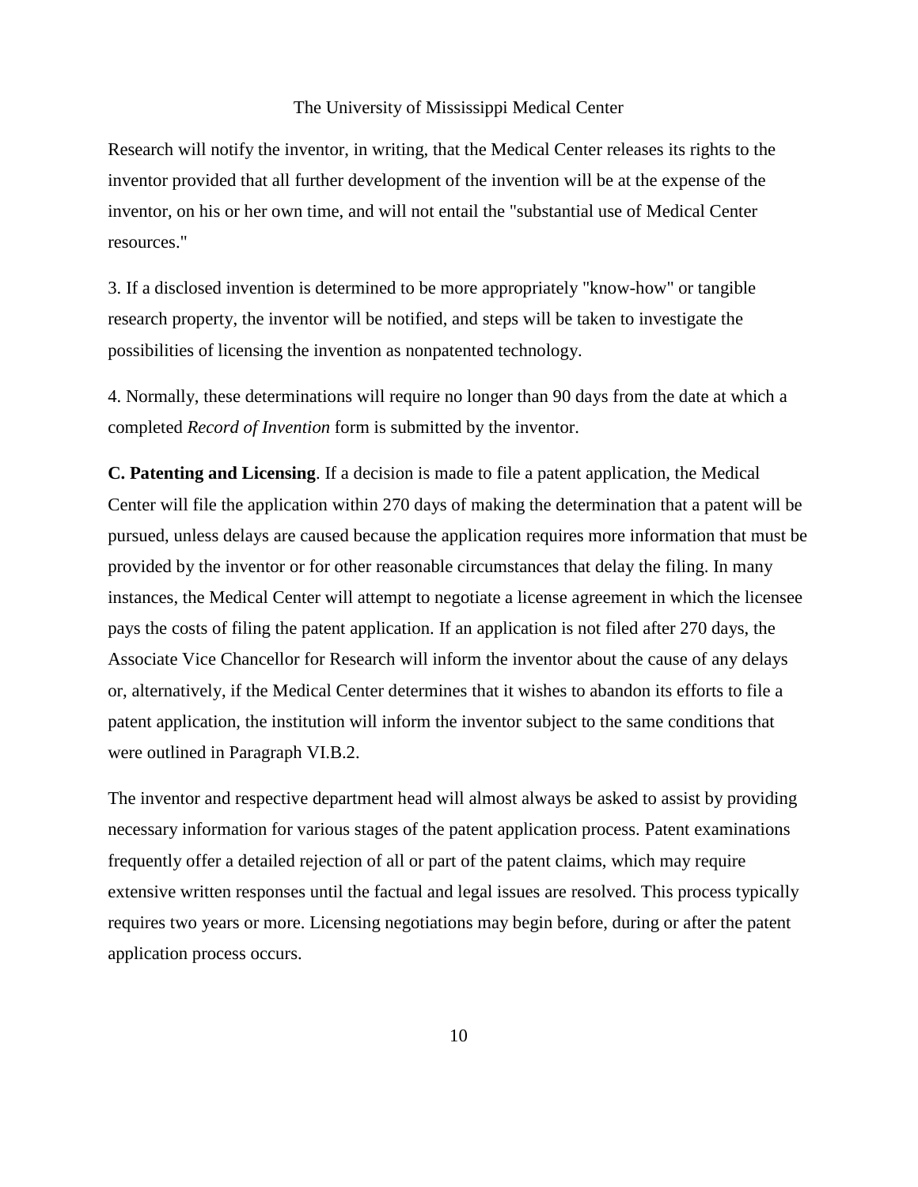Research will notify the inventor, in writing, that the Medical Center releases its rights to the inventor provided that all further development of the invention will be at the expense of the inventor, on his or her own time, and will not entail the "substantial use of Medical Center resources."

3. If a disclosed invention is determined to be more appropriately "know-how" or tangible research property, the inventor will be notified, and steps will be taken to investigate the possibilities of licensing the invention as nonpatented technology.

4. Normally, these determinations will require no longer than 90 days from the date at which a completed *Record of Invention* form is submitted by the inventor.

**C. Patenting and Licensing**. If a decision is made to file a patent application, the Medical Center will file the application within 270 days of making the determination that a patent will be pursued, unless delays are caused because the application requires more information that must be provided by the inventor or for other reasonable circumstances that delay the filing. In many instances, the Medical Center will attempt to negotiate a license agreement in which the licensee pays the costs of filing the patent application. If an application is not filed after 270 days, the Associate Vice Chancellor for Research will inform the inventor about the cause of any delays or, alternatively, if the Medical Center determines that it wishes to abandon its efforts to file a patent application, the institution will inform the inventor subject to the same conditions that were outlined in Paragraph VI.B.2.

The inventor and respective department head will almost always be asked to assist by providing necessary information for various stages of the patent application process. Patent examinations frequently offer a detailed rejection of all or part of the patent claims, which may require extensive written responses until the factual and legal issues are resolved. This process typically requires two years or more. Licensing negotiations may begin before, during or after the patent application process occurs.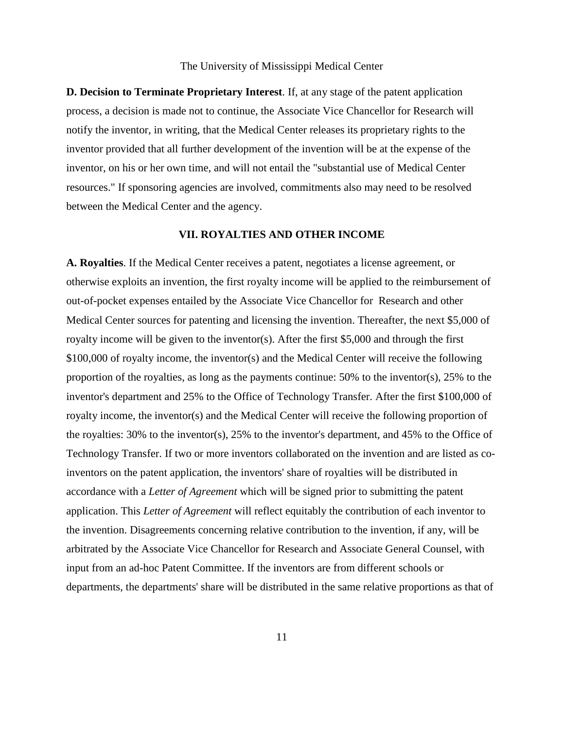**D. Decision to Terminate Proprietary Interest**. If, at any stage of the patent application process, a decision is made not to continue, the Associate Vice Chancellor for Research will notify the inventor, in writing, that the Medical Center releases its proprietary rights to the inventor provided that all further development of the invention will be at the expense of the inventor, on his or her own time, and will not entail the "substantial use of Medical Center resources." If sponsoring agencies are involved, commitments also may need to be resolved between the Medical Center and the agency.

## VII. ROYALTIES AND OTHER INCOME

**A. Royalties**. If the Medical Center receives a patent, negotiates a license agreement, or otherwise exploits an invention, the first royalty income will be applied to the reimbursement of out-of-pocket expenses entailed by the Associate Vice Chancellor for Research and other Medical Center sources for patenting and licensing the invention. Thereafter, the next $5,000 of royalty income will be given to the inventor(s). After the first $5,000 and through the first $100,000 of royalty income, the inventor(s) and the Medical Center will receive the following proportion of the royalties, as long as the payments continue: 50% to the inventor(s), 25% to the inventor's department and 25% to the Office of Technology Transfer. After the first $100,000 of royalty income, the inventor(s) and the Medical Center will receive the following proportion of the royalties: 30% to the inventor(s), 25% to the inventor's department, and 45% to the Office of Technology Transfer. If two or more inventors collaborated on the invention and are listed as co-inventors on the patent application, the inventors' share of royalties will be distributed in accordance with a *Letter of Agreement* which will be signed prior to submitting the patent application. This *Letter of Agreement* will reflect equitably the contribution of each inventor to the invention. Disagreements concerning relative contribution to the invention, if any, will be arbitrated by the Associate Vice Chancellor for Research and Associate General Counsel, with input from an ad-hoc Patent Committee. If the inventors are from different schools or departments, the departments' share will be distributed in the same relative proportions as that of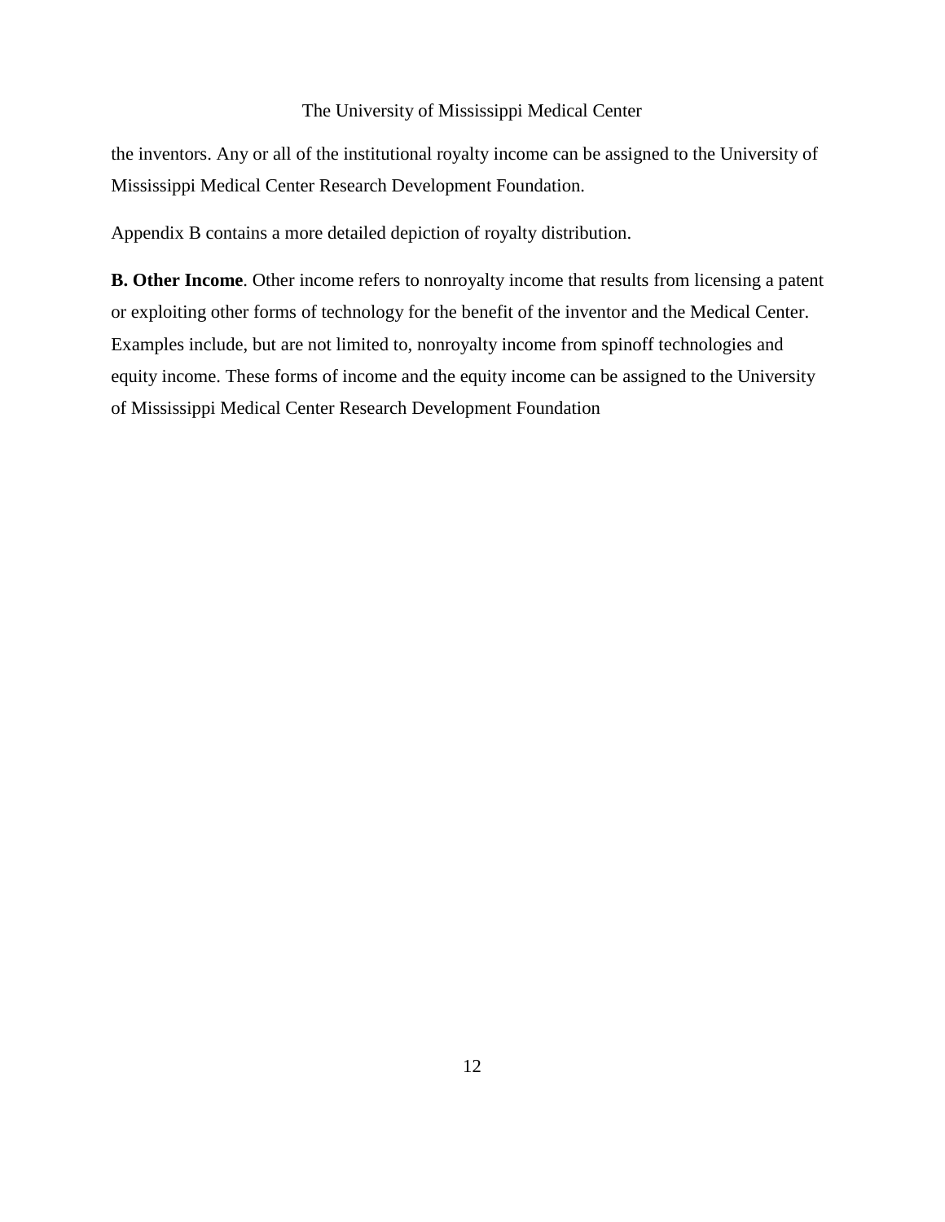the inventors. Any or all of the institutional royalty income can be assigned to the University of Mississippi Medical Center Research Development Foundation.

Appendix B contains a more detailed depiction of royalty distribution.

**B. Other Income**. Other income refers to nonroyalty income that results from licensing a patent or exploiting other forms of technology for the benefit of the inventor and the Medical Center. Examples include, but are not limited to, nonroyalty income from spinoff technologies and equity income. These forms of income and the equity income can be assigned to the University of Mississippi Medical Center Research Development Foundation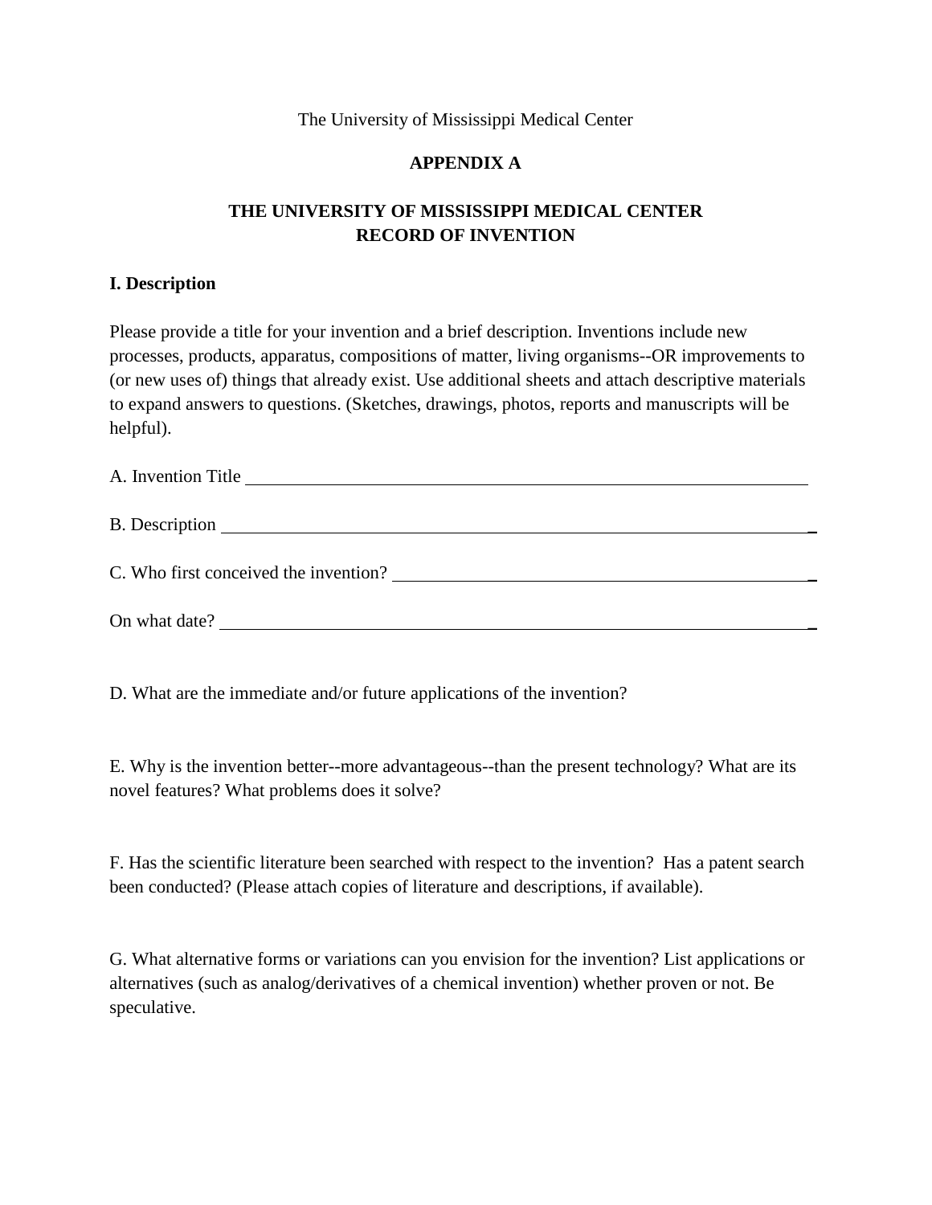The University of Mississippi Medical Center

**APPENDIX A**

**THE UNIVERSITY OF MISSISSIPPI MEDICAL CENTER**
**RECORD OF INVENTION**

**I. Description**

Please provide a title for your invention and a brief description. Inventions include new processes, products, apparatus, compositions of matter, living organisms--OR improvements to (or new uses of) things that already exist. Use additional sheets and attach descriptive materials to expand answers to questions. (Sketches, drawings, photos, reports and manuscripts will be helpful).

A. Invention Title ______________________________________________________________

B. Description _________________________________________________________________

C. Who first conceived the invention? _____________________________________________

On what date? _________________________________________________________________

D. What are the immediate and/or future applications of the invention?

E. Why is the invention better--more advantageous--than the present technology? What are its novel features? What problems does it solve?

F. Has the scientific literature been searched with respect to the invention? Has a patent search been conducted? (Please attach copies of literature and descriptions, if available).

G. What alternative forms or variations can you envision for the invention? List applications or alternatives (such as analog/derivatives of a chemical invention) whether proven or not. Be speculative.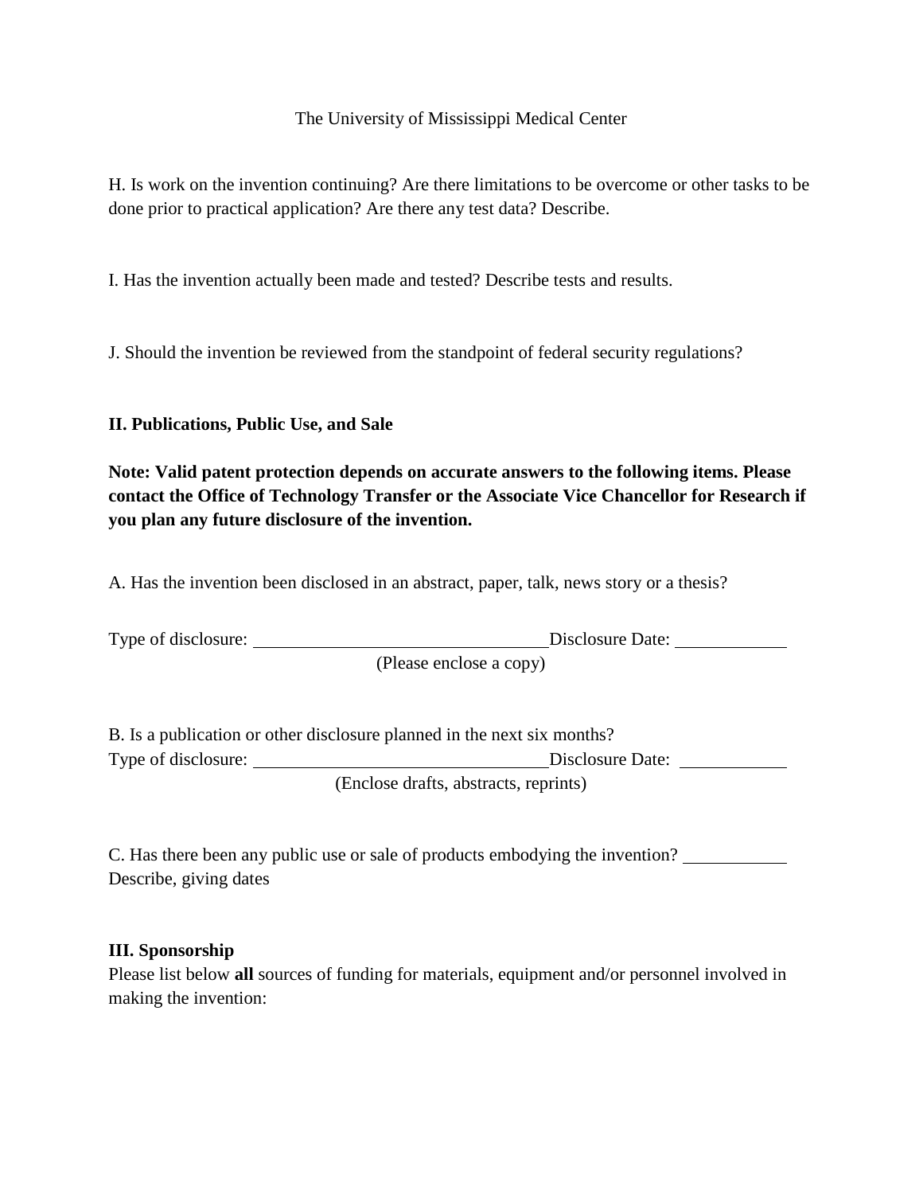H. Is work on the invention continuing? Are there limitations to be overcome or other tasks to be done prior to practical application? Are there any test data? Describe.

I. Has the invention actually been made and tested? Describe tests and results.

J. Should the invention be reviewed from the standpoint of federal security regulations?

**II. Publications, Public Use, and Sale**

**Note: Valid patent protection depends on accurate answers to the following items. Please contact the Office of Technology Transfer or the Associate Vice Chancellor for Research if you plan any future disclosure of the invention.**

A. Has the invention been disclosed in an abstract, paper, talk, news story or a thesis?

Type of disclosure: ______________________________ Disclosure Date: ____________
(Please enclose a copy)

B. Is a publication or other disclosure planned in the next six months?
Type of disclosure: ______________________________ Disclosure Date: ____________
(Enclose drafts, abstracts, reprints)

C. Has there been any public use or sale of products embodying the invention? ____________
Describe, giving dates

**III. Sponsorship**

Please list below **all** sources of funding for materials, equipment and/or personnel involved in making the invention: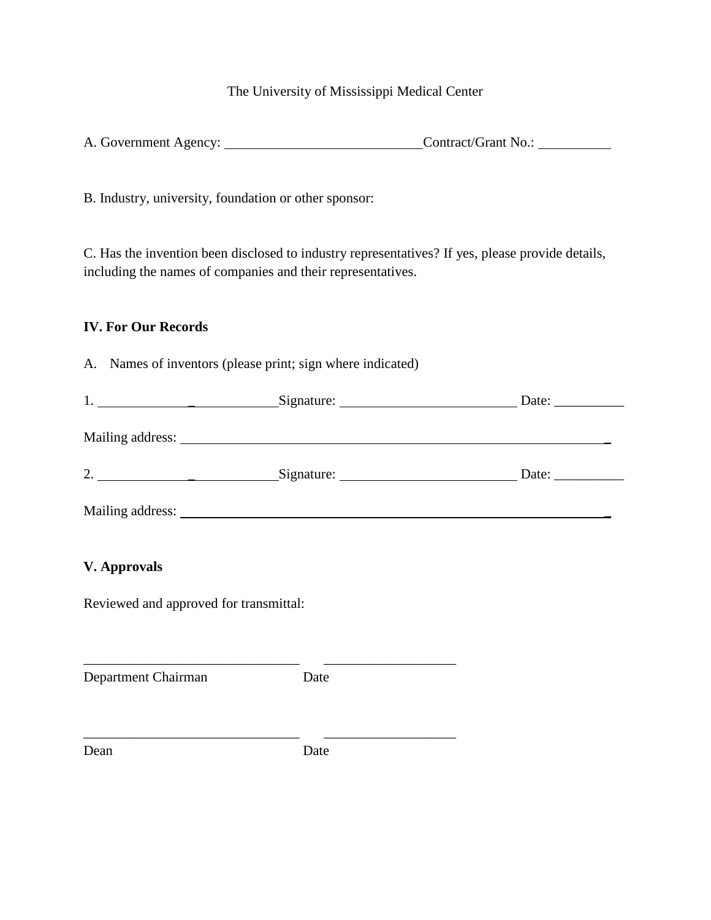The University of Mississippi Medical Center

A. Government Agency: ____________________________ Contract/Grant No.: __________

B. Industry, university, foundation or other sponsor:

C. Has the invention been disclosed to industry representatives? If yes, please provide details, including the names of companies and their representatives.

**IV. For Our Records**

A. Names of inventors (please print; sign where indicated)

1. _________________________ Signature: __________________________ Date: __________

Mailing address: ______________________________________________________________

2. _________________________ Signature: __________________________ Date: __________

Mailing address: ______________________________________________________________

**V. Approvals**

Reviewed and approved for transmittal:

_______________________________ ___________________
Department Chairman Date

_______________________________ ___________________
Dean Date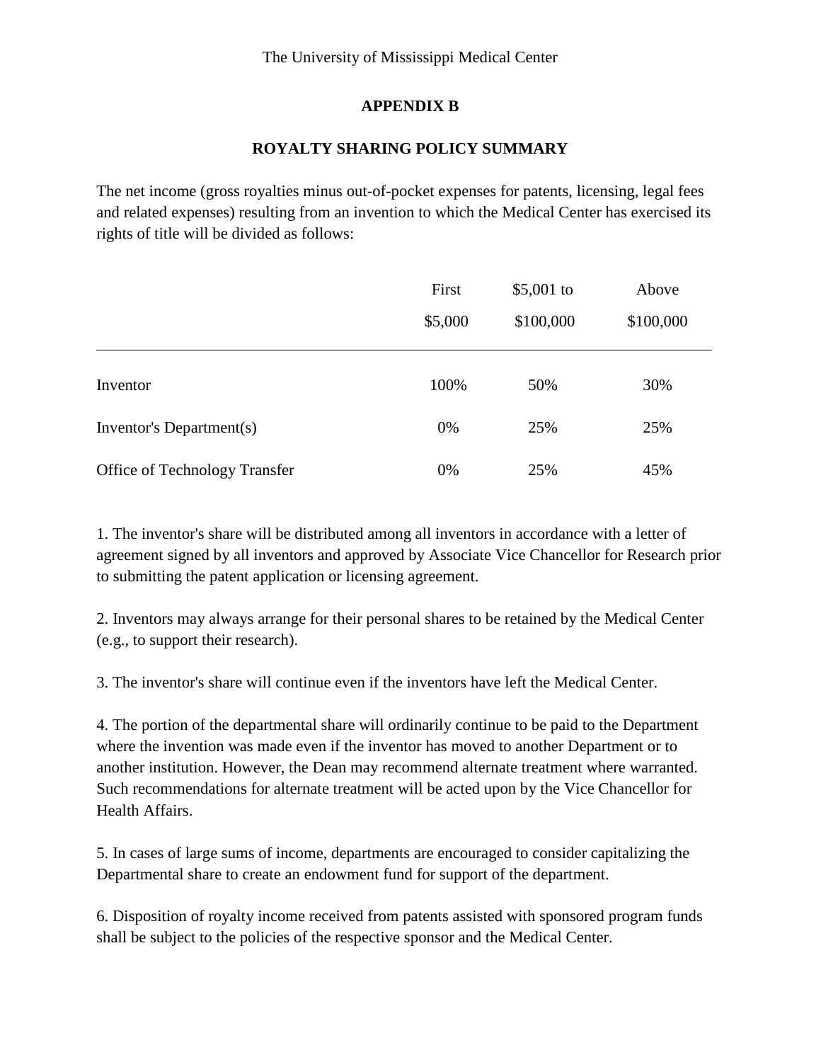The University of Mississippi Medical Center

## APPENDIX B

## ROYALTY SHARING POLICY SUMMARY

The net income (gross royalties minus out-of-pocket expenses for patents, licensing, legal fees and related expenses) resulting from an invention to which the Medical Center has exercised its rights of title will be divided as follows:

| | First $5,000 | $5,001 to $100,000 | Above $100,000 |
|---|---|---|---|
| Inventor | 100% | 50% | 30% |
| Inventor's Department(s) | 0% | 25% | 25% |
| Office of Technology Transfer | 0% | 25% | 45% |

1. The inventor's share will be distributed among all inventors in accordance with a letter of agreement signed by all inventors and approved by Associate Vice Chancellor for Research prior to submitting the patent application or licensing agreement.

2. Inventors may always arrange for their personal shares to be retained by the Medical Center (e.g., to support their research).

3. The inventor's share will continue even if the inventors have left the Medical Center.

4. The portion of the departmental share will ordinarily continue to be paid to the Department where the invention was made even if the inventor has moved to another Department or to another institution. However, the Dean may recommend alternate treatment where warranted. Such recommendations for alternate treatment will be acted upon by the Vice Chancellor for Health Affairs.

5. In cases of large sums of income, departments are encouraged to consider capitalizing the Departmental share to create an endowment fund for support of the department.

6. Disposition of royalty income received from patents assisted with sponsored program funds shall be subject to the policies of the respective sponsor and the Medical Center.